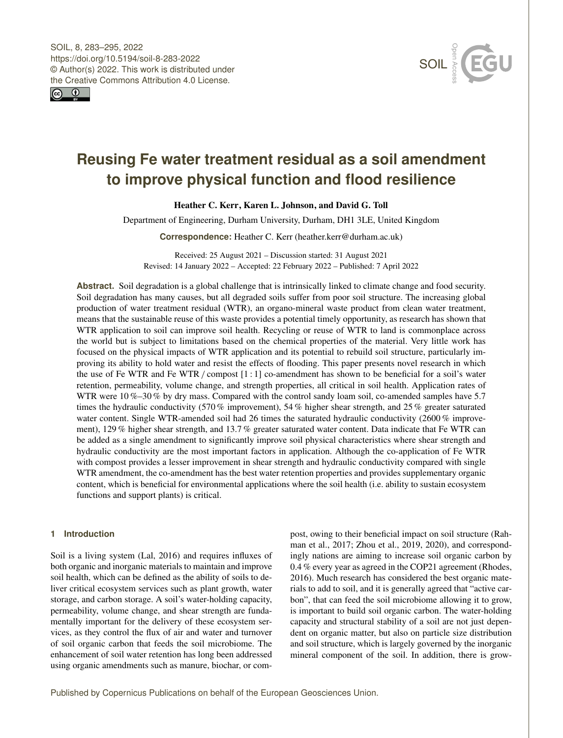# Reusing Fe water treatment residual as a soil amendment to improve physical function and flood resilience

**Heather C. Kerr, Karen L. Johnson, and David G. Toll**

Department of Engineering, Durham University, Durham, DH1 3LE, United Kingdom

**Correspondence:** Heather C. Kerr (heather.kerr@durham.ac.uk)

Received: 25 August 2021 – Discussion started: 31 August 2021
Revised: 14 January 2022 – Accepted: 22 February 2022 – Published: 7 April 2022

**Abstract.** Soil degradation is a global challenge that is intrinsically linked to climate change and food security. Soil degradation has many causes, but all degraded soils suffer from poor soil structure. The increasing global production of water treatment residual (WTR), an organo-mineral waste product from clean water treatment, means that the sustainable reuse of this waste provides a potential timely opportunity, as research has shown that WTR application to soil can improve soil health. Recycling or reuse of WTR to land is commonplace across the world but is subject to limitations based on the chemical properties of the material. Very little work has focused on the physical impacts of WTR application and its potential to rebuild soil structure, particularly improving its ability to hold water and resist the effects of flooding. This paper presents novel research in which the use of Fe WTR and Fe WTR / compost [1 : 1] co-amendment has shown to be beneficial for a soil's water retention, permeability, volume change, and strength properties, all critical in soil health. Application rates of WTR were 10 %–30 % by dry mass. Compared with the control sandy loam soil, co-amended samples have 5.7 times the hydraulic conductivity (570 % improvement), 54 % higher shear strength, and 25 % greater saturated water content. Single WTR-amended soil had 26 times the saturated hydraulic conductivity (2600 % improvement), 129 % higher shear strength, and 13.7 % greater saturated water content. Data indicate that Fe WTR can be added as a single amendment to significantly improve soil physical characteristics where shear strength and hydraulic conductivity are the most important factors in application. Although the co-application of Fe WTR with compost provides a lesser improvement in shear strength and hydraulic conductivity compared with single WTR amendment, the co-amendment has the best water retention properties and provides supplementary organic content, which is beneficial for environmental applications where the soil health (i.e. ability to sustain ecosystem functions and support plants) is critical.

## 1 Introduction

Soil is a living system (Lal, 2016) and requires influxes of both organic and inorganic materials to maintain and improve soil health, which can be defined as the ability of soils to deliver critical ecosystem services such as plant growth, water storage, and carbon storage. A soil's water-holding capacity, permeability, volume change, and shear strength are fundamentally important for the delivery of these ecosystem services, as they control the flux of air and water and turnover of soil organic carbon that feeds the soil microbiome. The enhancement of soil water retention has long been addressed using organic amendments such as manure, biochar, or compost, owing to their beneficial impact on soil structure (Rahman et al., 2017; Zhou et al., 2019, 2020), and correspondingly nations are aiming to increase soil organic carbon by 0.4 % every year as agreed in the COP21 agreement (Rhodes, 2016). Much research has considered the best organic materials to add to soil, and it is generally agreed that "active carbon", that can feed the soil microbiome allowing it to grow, is important to build soil organic carbon. The water-holding capacity and structural stability of a soil are not just dependent on organic matter, but also on particle size distribution and soil structure, which is largely governed by the inorganic mineral component of the soil. In addition, there is grow-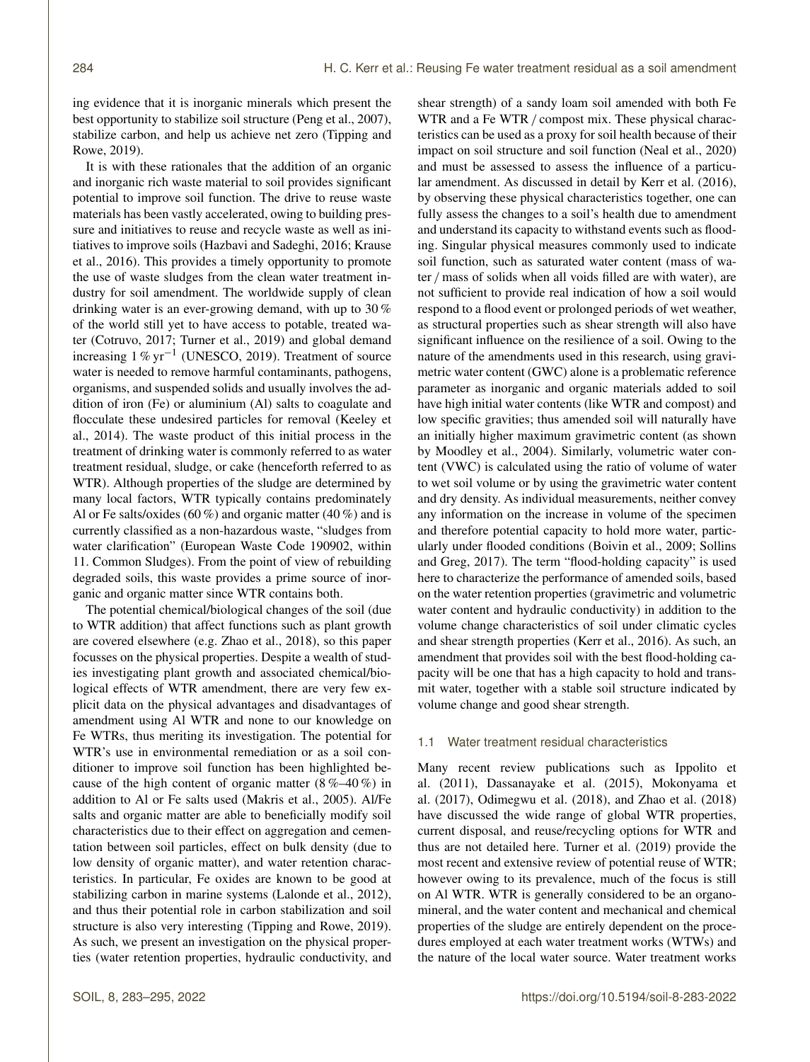ing evidence that it is inorganic minerals which present the best opportunity to stabilize soil structure (Peng et al., 2007), stabilize carbon, and help us achieve net zero (Tipping and Rowe, 2019).

It is with these rationales that the addition of an organic and inorganic rich waste material to soil provides significant potential to improve soil function. The drive to reuse waste materials has been vastly accelerated, owing to building pressure and initiatives to reuse and recycle waste as well as initiatives to improve soils (Hazbavi and Sadeghi, 2016; Krause et al., 2016). This provides a timely opportunity to promote the use of waste sludges from the clean water treatment industry for soil amendment. The worldwide supply of clean drinking water is an ever-growing demand, with up to 30 % of the world still yet to have access to potable, treated water (Cotruvo, 2017; Turner et al., 2019) and global demand increasing 1 % $yr^{-1}$ (UNESCO, 2019). Treatment of source water is needed to remove harmful contaminants, pathogens, organisms, and suspended solids and usually involves the addition of iron (Fe) or aluminium (Al) salts to coagulate and flocculate these undesired particles for removal (Keeley et al., 2014). The waste product of this initial process in the treatment of drinking water is commonly referred to as water treatment residual, sludge, or cake (henceforth referred to as WTR). Although properties of the sludge are determined by many local factors, WTR typically contains predominately Al or Fe salts/oxides (60 %) and organic matter (40 %) and is currently classified as a non-hazardous waste, "sludges from water clarification" (European Waste Code 190902, within 11. Common Sludges). From the point of view of rebuilding degraded soils, this waste provides a prime source of inorganic and organic matter since WTR contains both.

The potential chemical/biological changes of the soil (due to WTR addition) that affect functions such as plant growth are covered elsewhere (e.g. Zhao et al., 2018), so this paper focusses on the physical properties. Despite a wealth of studies investigating plant growth and associated chemical/biological effects of WTR amendment, there are very few explicit data on the physical advantages and disadvantages of amendment using Al WTR and none to our knowledge on Fe WTRs, thus meriting its investigation. The potential for WTR's use in environmental remediation or as a soil conditioner to improve soil function has been highlighted because of the high content of organic matter (8 %–40 %) in addition to Al or Fe salts used (Makris et al., 2005). Al/Fe salts and organic matter are able to beneficially modify soil characteristics due to their effect on aggregation and cementation between soil particles, effect on bulk density (due to low density of organic matter), and water retention characteristics. In particular, Fe oxides are known to be good at stabilizing carbon in marine systems (Lalonde et al., 2012), and thus their potential role in carbon stabilization and soil structure is also very interesting (Tipping and Rowe, 2019). As such, we present an investigation on the physical properties (water retention properties, hydraulic conductivity, and shear strength) of a sandy loam soil amended with both Fe WTR and a Fe WTR / compost mix. These physical characteristics can be used as a proxy for soil health because of their impact on soil structure and soil function (Neal et al., 2020) and must be assessed to assess the influence of a particular amendment. As discussed in detail by Kerr et al. (2016), by observing these physical characteristics together, one can fully assess the changes to a soil's health due to amendment and understand its capacity to withstand events such as flooding. Singular physical measures commonly used to indicate soil function, such as saturated water content (mass of water / mass of solids when all voids filled are with water), are not sufficient to provide real indication of how a soil would respond to a flood event or prolonged periods of wet weather, as structural properties such as shear strength will also have significant influence on the resilience of a soil. Owing to the nature of the amendments used in this research, using gravimetric water content (GWC) alone is a problematic reference parameter as inorganic and organic materials added to soil have high initial water contents (like WTR and compost) and low specific gravities; thus amended soil will naturally have an initially higher maximum gravimetric content (as shown by Moodley et al., 2004). Similarly, volumetric water content (VWC) is calculated using the ratio of volume of water to wet soil volume or by using the gravimetric water content and dry density. As individual measurements, neither convey any information on the increase in volume of the specimen and therefore potential capacity to hold more water, particularly under flooded conditions (Boivin et al., 2009; Sollins and Greg, 2017). The term "flood-holding capacity" is used here to characterize the performance of amended soils, based on the water retention properties (gravimetric and volumetric water content and hydraulic conductivity) in addition to the volume change characteristics of soil under climatic cycles and shear strength properties (Kerr et al., 2016). As such, an amendment that provides soil with the best flood-holding capacity will be one that has a high capacity to hold and transmit water, together with a stable soil structure indicated by volume change and good shear strength.

### 1.1 Water treatment residual characteristics

Many recent review publications such as Ippolito et al. (2011), Dassanayake et al. (2015), Mokonyama et al. (2017), Odimegwu et al. (2018), and Zhao et al. (2018) have discussed the wide range of global WTR properties, current disposal, and reuse/recycling options for WTR and thus are not detailed here. Turner et al. (2019) provide the most recent and extensive review of potential reuse of WTR; however owing to its prevalence, much of the focus is still on Al WTR. WTR is generally considered to be an organo-mineral, and the water content and mechanical and chemical properties of the sludge are entirely dependent on the procedures employed at each water treatment works (WTWs) and the nature of the local water source. Water treatment works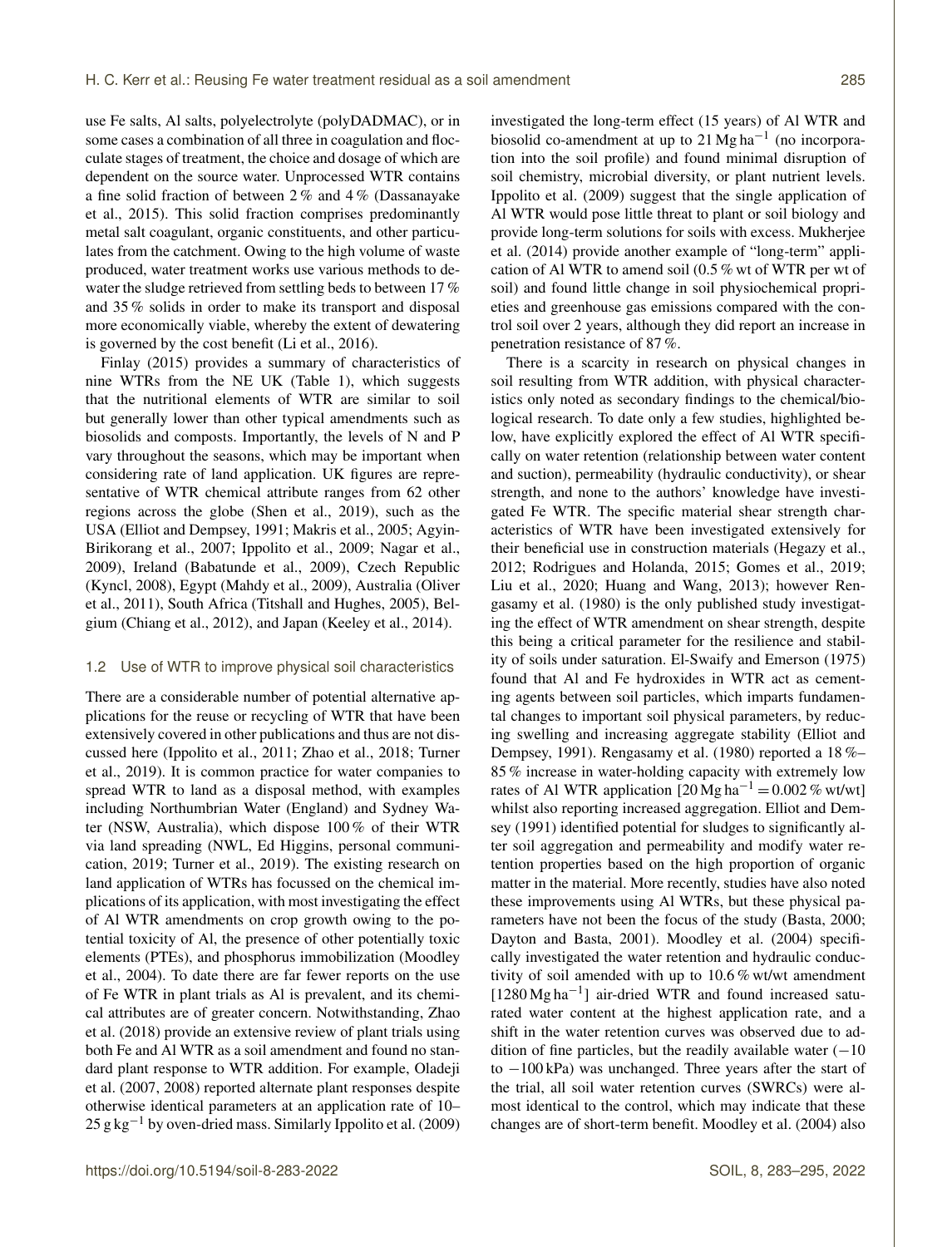use Fe salts, Al salts, polyelectrolyte (polyDADMAC), or in some cases a combination of all three in coagulation and flocculate stages of treatment, the choice and dosage of which are dependent on the source water. Unprocessed WTR contains a fine solid fraction of between 2 % and 4 % (Dassanayake et al., 2015). This solid fraction comprises predominantly metal salt coagulant, organic constituents, and other particulates from the catchment. Owing to the high volume of waste produced, water treatment works use various methods to dewater the sludge retrieved from settling beds to between 17 % and 35 % solids in order to make its transport and disposal more economically viable, whereby the extent of dewatering is governed by the cost benefit (Li et al., 2016).

Finlay (2015) provides a summary of characteristics of nine WTRs from the NE UK (Table 1), which suggests that the nutritional elements of WTR are similar to soil but generally lower than other typical amendments such as biosolids and composts. Importantly, the levels of N and P vary throughout the seasons, which may be important when considering rate of land application. UK figures are representative of WTR chemical attribute ranges from 62 other regions across the globe (Shen et al., 2019), such as the USA (Elliot and Dempsey, 1991; Makris et al., 2005; Agyin-Birikorang et al., 2007; Ippolito et al., 2009; Nagar et al., 2009), Ireland (Babatunde et al., 2009), Czech Republic (Kyncl, 2008), Egypt (Mahdy et al., 2009), Australia (Oliver et al., 2011), South Africa (Titshall and Hughes, 2005), Belgium (Chiang et al., 2012), and Japan (Keeley et al., 2014).

### 1.2 Use of WTR to improve physical soil characteristics

There are a considerable number of potential alternative applications for the reuse or recycling of WTR that have been extensively covered in other publications and thus are not discussed here (Ippolito et al., 2011; Zhao et al., 2018; Turner et al., 2019). It is common practice for water companies to spread WTR to land as a disposal method, with examples including Northumbrian Water (England) and Sydney Water (NSW, Australia), which dispose 100 % of their WTR via land spreading (NWL, Ed Higgins, personal communication, 2019; Turner et al., 2019). The existing research on land application of WTRs has focussed on the chemical implications of its application, with most investigating the effect of Al WTR amendments on crop growth owing to the potential toxicity of Al, the presence of other potentially toxic elements (PTEs), and phosphorus immobilization (Moodley et al., 2004). To date there are far fewer reports on the use of Fe WTR in plant trials as Al is prevalent, and its chemical attributes are of greater concern. Notwithstanding, Zhao et al. (2018) provide an extensive review of plant trials using both Fe and Al WTR as a soil amendment and found no standard plant response to WTR addition. For example, Oladeji et al. (2007, 2008) reported alternate plant responses despite otherwise identical parameters at an application rate of 10–25 $g\,kg^{-1}$ by oven-dried mass. Similarly Ippolito et al. (2009) investigated the long-term effect (15 years) of Al WTR and biosolid co-amendment at up to 21 $Mg\,ha^{-1}$ (no incorporation into the soil profile) and found minimal disruption of soil chemistry, microbial diversity, or plant nutrient levels. Ippolito et al. (2009) suggest that the single application of Al WTR would pose little threat to plant or soil biology and provide long-term solutions for soils with excess. Mukherjee et al. (2014) provide another example of "long-term" application of Al WTR to amend soil (0.5 % wt of WTR per wt of soil) and found little change in soil physiochemical proprieties and greenhouse gas emissions compared with the control soil over 2 years, although they did report an increase in penetration resistance of 87 %.

There is a scarcity in research on physical changes in soil resulting from WTR addition, with physical characteristics only noted as secondary findings to the chemical/biological research. To date only a few studies, highlighted below, have explicitly explored the effect of Al WTR specifically on water retention (relationship between water content and suction), permeability (hydraulic conductivity), or shear strength, and none to the authors' knowledge have investigated Fe WTR. The specific material shear strength characteristics of WTR have been investigated extensively for their beneficial use in construction materials (Hegazy et al., 2012; Rodrigues and Holanda, 2015; Gomes et al., 2019; Liu et al., 2020; Huang and Wang, 2013); however Rengasamy et al. (1980) is the only published study investigating the effect of WTR amendment on shear strength, despite this being a critical parameter for the resilience and stability of soils under saturation. El-Swaify and Emerson (1975) found that Al and Fe hydroxides in WTR act as cementing agents between soil particles, which imparts fundamental changes to important soil physical parameters, by reducing swelling and increasing aggregate stability (Elliot and Dempsey, 1991). Rengasamy et al. (1980) reported a 18 %–85 % increase in water-holding capacity with extremely low rates of Al WTR application [20 $Mg\,ha^{-1}$ = 0.002 % wt/wt] whilst also reporting increased aggregation. Elliot and Demsey (1991) identified potential for sludges to significantly alter soil aggregation and permeability and modify water retention properties based on the high proportion of organic matter in the material. More recently, studies have also noted these improvements using Al WTRs, but these physical parameters have not been the focus of the study (Basta, 2000; Dayton and Basta, 2001). Moodley et al. (2004) specifically investigated the water retention and hydraulic conductivity of soil amended with up to 10.6 % wt/wt amendment [1280 $Mg\,ha^{-1}$] air-dried WTR and found increased saturated water content at the highest application rate, and a shift in the water retention curves was observed due to addition of fine particles, but the readily available water (−10 to −100 kPa) was unchanged. Three years after the start of the trial, all soil water retention curves (SWRCs) were almost identical to the control, which may indicate that these changes are of short-term benefit. Moodley et al. (2004) also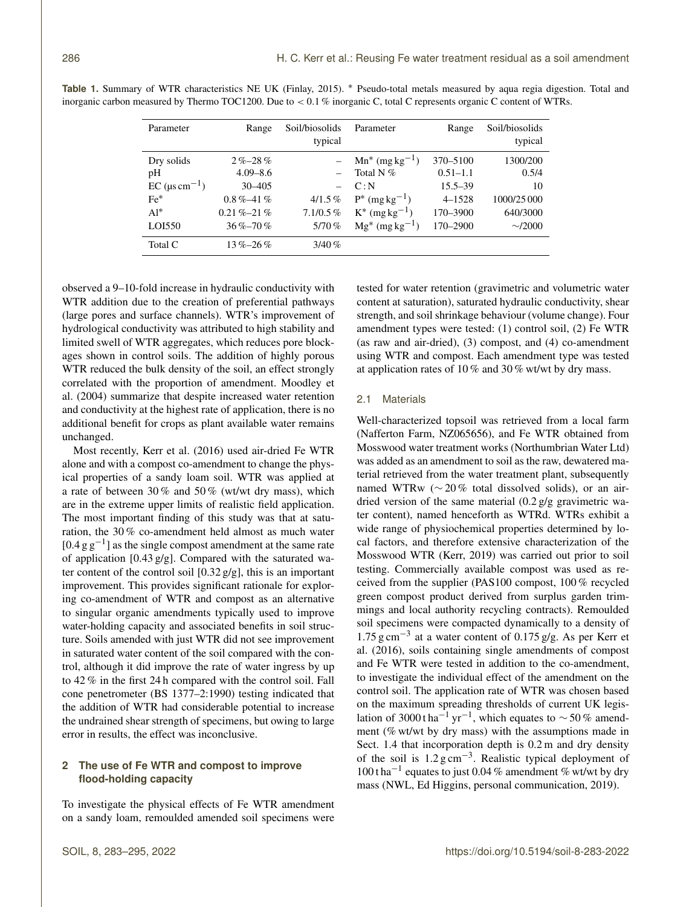**Table 1.** Summary of WTR characteristics NE UK (Finlay, 2015). * Pseudo-total metals measured by aqua regia digestion. Total and inorganic carbon measured by Thermo TOC1200. Due to < 0.1 % inorganic C, total C represents organic C content of WTRs.

| Parameter | Range | Soil/biosolids typical | Parameter | Range | Soil/biosolids typical |
|---|---|---|---|---|---|
| Dry solids | 2 %–28 % | – | Mn* ($mg\,kg^{-1}$) | 370–5100 | 1300/200 |
| pH | 4.09–8.6 | – | Total N % | 0.51–1.1 | 0.5/4 |
| EC ($\mu s\,cm^{-1}$) | 30–405 | – | C : N | 15.5–39 | 10 |
| Fe* | 0.8 %–41 % | 4/1.5 % | P* ($mg\,kg^{-1}$) | 4–1528 | 1000/25 000 |
| Al* | 0.21 %–21 % | 7.1/0.5 % | K* ($mg\,kg^{-1}$) | 170–3900 | 640/3000 |
| LOI550 | 36 %–70 % | 5/70 % | Mg* ($mg\,kg^{-1}$) | 170–2900 | ∼/2000 |
| Total C | 13 %–26 % | 3/40 % | | | |

observed a 9–10-fold increase in hydraulic conductivity with WTR addition due to the creation of preferential pathways (large pores and surface channels). WTR's improvement of hydrological conductivity was attributed to high stability and limited swell of WTR aggregates, which reduces pore blockages shown in control soils. The addition of highly porous WTR reduced the bulk density of the soil, an effect strongly correlated with the proportion of amendment. Moodley et al. (2004) summarize that despite increased water retention and conductivity at the highest rate of application, there is no additional benefit for crops as plant available water remains unchanged.

Most recently, Kerr et al. (2016) used air-dried Fe WTR alone and with a compost co-amendment to change the physical properties of a sandy loam soil. WTR was applied at a rate of between 30 % and 50 % (wt/wt dry mass), which are in the extreme upper limits of realistic field application. The most important finding of this study was that at saturation, the 30 % co-amendment held almost as much water [$0.4\,g\,g^{-1}$] as the single compost amendment at the same rate of application [0.43 g/g]. Compared with the saturated water content of the control soil [0.32 g/g], this is an important improvement. This provides significant rationale for exploring co-amendment of WTR and compost as an alternative to singular organic amendments typically used to improve water-holding capacity and associated benefits in soil structure. Soils amended with just WTR did not see improvement in saturated water content of the soil compared with the control, although it did improve the rate of water ingress by up to 42 % in the first 24 h compared with the control soil. Fall cone penetrometer (BS 1377–2:1990) testing indicated that the addition of WTR had considerable potential to increase the undrained shear strength of specimens, but owing to large error in results, the effect was inconclusive.

## 2 The use of Fe WTR and compost to improve flood-holding capacity

To investigate the physical effects of Fe WTR amendment on a sandy loam, remoulded amended soil specimens were tested for water retention (gravimetric and volumetric water content at saturation), saturated hydraulic conductivity, shear strength, and soil shrinkage behaviour (volume change). Four amendment types were tested: (1) control soil, (2) Fe WTR (as raw and air-dried), (3) compost, and (4) co-amendment using WTR and compost. Each amendment type was tested at application rates of 10 % and 30 % wt/wt by dry mass.

### 2.1 Materials

Well-characterized topsoil was retrieved from a local farm (Nafferton Farm, NZ065656), and Fe WTR obtained from Mosswood water treatment works (Northumbrian Water Ltd) was added as an amendment to soil as the raw, dewatered material retrieved from the water treatment plant, subsequently named WTRw (∼ 20 % total dissolved solids), or an air-dried version of the same material (0.2 g/g gravimetric water content), named henceforth as WTRd. WTRs exhibit a wide range of physiochemical properties determined by local factors, and therefore extensive characterization of the Mosswood WTR (Kerr, 2019) was carried out prior to soil testing. Commercially available compost was used as received from the supplier (PAS100 compost, 100 % recycled green compost product derived from surplus garden trimmings and local authority recycling contracts). Remoulded soil specimens were compacted dynamically to a density of $1.75\,g\,cm^{-3}$ at a water content of 0.175 g/g. As per Kerr et al. (2016), soils containing single amendments of compost and Fe WTR were tested in addition to the co-amendment, to investigate the individual effect of the amendment on the control soil. The application rate of WTR was chosen based on the maximum spreading thresholds of current UK legislation of $3000\,t\,ha^{-1}\,yr^{-1}$, which equates to ∼ 50 % amendment (% wt/wt by dry mass) with the assumptions made in Sect. 1.4 that incorporation depth is 0.2 m and dry density of the soil is $1.2\,g\,cm^{-3}$. Realistic typical deployment of $100\,t\,ha^{-1}$ equates to just 0.04 % amendment % wt/wt by dry mass (NWL, Ed Higgins, personal communication, 2019).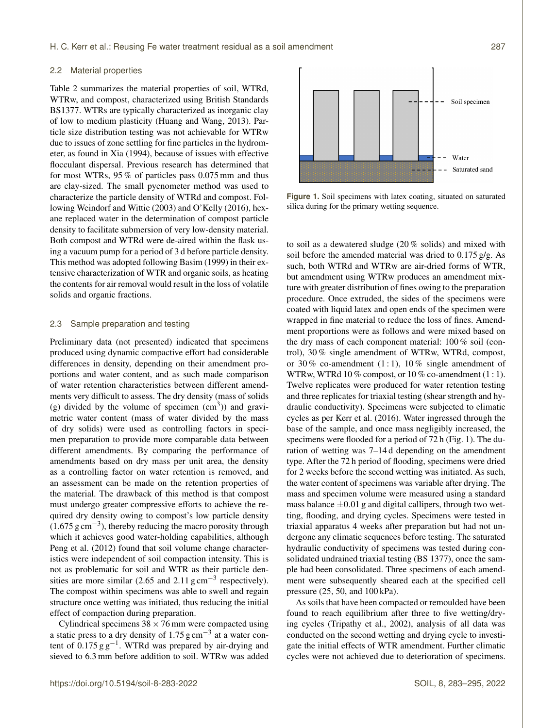## 2.2 Material properties

Table 2 summarizes the material properties of soil, WTRd, WTRw, and compost, characterized using British Standards BS1377. WTRs are typically characterized as inorganic clay of low to medium plasticity (Huang and Wang, 2013). Particle size distribution testing was not achievable for WTRw due to issues of zone settling for fine particles in the hydrometer, as found in Xia (1994), because of issues with effective flocculant dispersal. Previous research has determined that for most WTRs, 95 % of particles pass 0.075 mm and thus are clay-sized. The small pycnometer method was used to characterize the particle density of WTRd and compost. Following Weindorf and Wittie (2003) and O'Kelly (2016), hexane replaced water in the determination of compost particle density to facilitate submersion of very low-density material. Both compost and WTRd were de-aired within the flask using a vacuum pump for a period of 3 d before particle density. This method was adopted following Basim (1999) in their extensive characterization of WTR and organic soils, as heating the contents for air removal would result in the loss of volatile solids and organic fractions.

## 2.3 Sample preparation and testing

Preliminary data (not presented) indicated that specimens produced using dynamic compactive effort had considerable differences in density, depending on their amendment proportions and water content, and as such made comparison of water retention characteristics between different amendments very difficult to assess. The dry density (mass of solids (g) divided by the volume of specimen ($cm^3$)) and gravimetric water content (mass of water divided by the mass of dry solids) were used as controlling factors in specimen preparation to provide more comparable data between different amendments. By comparing the performance of amendments based on dry mass per unit area, the density as a controlling factor on water retention is removed, and an assessment can be made on the retention properties of the material. The drawback of this method is that compost must undergo greater compressive efforts to achieve the required dry density owing to compost's low particle density ($1.675\ g\,cm^{-3}$), thereby reducing the macro porosity through which it achieves good water-holding capabilities, although Peng et al. (2012) found that soil volume change characteristics were independent of soil compaction intensity. This is not as problematic for soil and WTR as their particle densities are more similar (2.65 and $2.11\ g\,cm^{-3}$ respectively). The compost within specimens was able to swell and regain structure once wetting was initiated, thus reducing the initial effect of compaction during preparation.

Cylindrical specimens $38 \times 76$ mm were compacted using a static press to a dry density of $1.75\ g\,cm^{-3}$ at a water content of $0.175\ g\,g^{-1}$. WTRd was prepared by air-drying and sieved to 6.3 mm before addition to soil. WTRw was added to soil as a dewatered sludge (20 % solids) and mixed with soil before the amended material was dried to 0.175 g/g. As such, both WTRd and WTRw are air-dried forms of WTR, but amendment using WTRw produces an amendment mixture with greater distribution of fines owing to the preparation procedure. Once extruded, the sides of the specimens were coated with liquid latex and open ends of the specimen were wrapped in fine material to reduce the loss of fines. Amendment proportions were as follows and were mixed based on the dry mass of each component material: 100 % soil (control), 30 % single amendment of WTRw, WTRd, compost, or 30 % co-amendment (1 : 1), 10 % single amendment of WTRw, WTRd 10 % compost, or 10 % co-amendment (1 : 1). Twelve replicates were produced for water retention testing and three replicates for triaxial testing (shear strength and hydraulic conductivity). Specimens were subjected to climatic cycles as per Kerr et al. (2016). Water ingressed through the base of the sample, and once mass negligibly increased, the specimens were flooded for a period of 72 h (Fig. 1). The duration of wetting was 7–14 d depending on the amendment type. After the 72 h period of flooding, specimens were dried for 2 weeks before the second wetting was initiated. As such, the water content of specimens was variable after drying. The mass and specimen volume were measured using a standard mass balance $\pm 0.01$ g and digital callipers, through two wetting, flooding, and drying cycles. Specimens were tested in triaxial apparatus 4 weeks after preparation but had not undergone any climatic sequences before testing. The saturated hydraulic conductivity of specimens was tested during consolidated undrained triaxial testing (BS 1377), once the sample had been consolidated. Three specimens of each amendment were subsequently sheared each at the specified cell pressure (25, 50, and 100 kPa).

**Figure 1.** Soil specimens with latex coating, situated on saturated silica during for the primary wetting sequence.

As soils that have been compacted or remoulded have been found to reach equilibrium after three to five wetting/drying cycles (Tripathy et al., 2002), analysis of all data was conducted on the second wetting and drying cycle to investigate the initial effects of WTR amendment. Further climatic cycles were not achieved due to deterioration of specimens.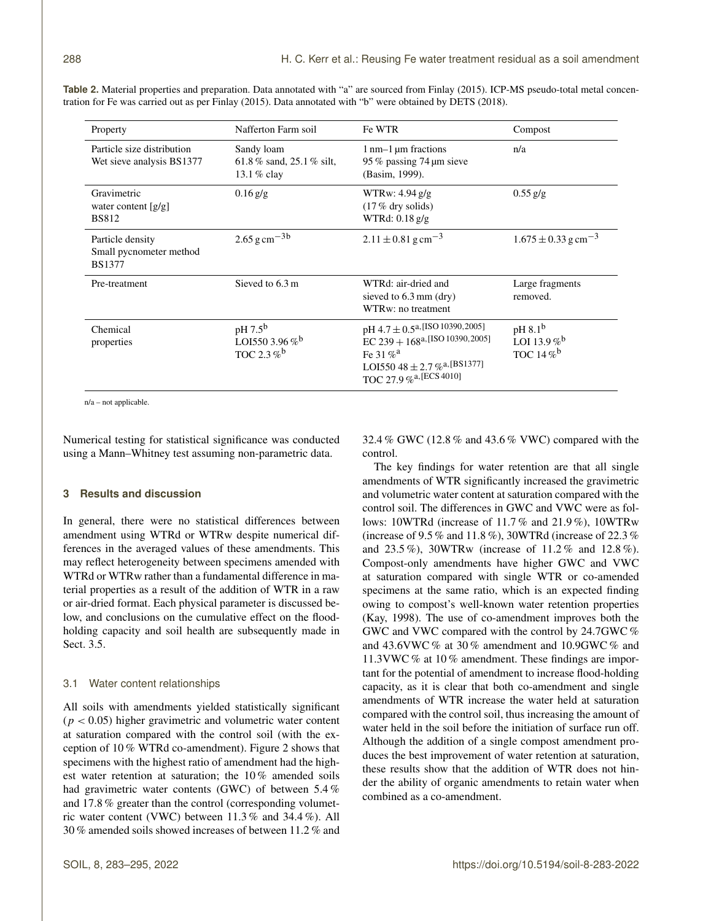**Table 2.** Material properties and preparation. Data annotated with "a" are sourced from Finlay (2015). ICP-MS pseudo-total metal concentration for Fe was carried out as per Finlay (2015). Data annotated with "b" were obtained by DETS (2018).

| Property | Nafferton Farm soil | Fe WTR | Compost |
|---|---|---|---|
| Particle size distribution Wet sieve analysis BS1377 | Sandy loam 61.8 % sand, 25.1 % silt, 13.1 % clay | 1 nm–1 µm fractions 95 % passing 74 µm sieve (Basim, 1999). | n/a |
| Gravimetric water content [g/g] BS812 | 0.16 g/g | WTRw: 4.94 g/g (17 % dry solids) WTRd: 0.18 g/g | 0.55 g/g |
| Particle density Small pycnometer method BS1377 | $2.65\ \mathrm{g\,cm^{-3}}$[b] | $2.11 \pm 0.81\ \mathrm{g\,cm^{-3}}$ | $1.675 \pm 0.33\ \mathrm{g\,cm^{-3}}$ |
| Pre-treatment | Sieved to 6.3 m | WTRd: air-dried and sieved to 6.3 mm (dry) WTRw: no treatment | Large fragments removed. |
| Chemical properties | pH 7.5[b] LOI550 3.96 %[b] TOC 2.3 %[b] | pH $4.7 \pm 0.5$[a, ISO 10390, 2005] EC $239 + 168$[a, ISO 10390, 2005] Fe 31 %[a] LOI550 $48 \pm 2.7$ %[a, BS1377] TOC 27.9 %[a, ECS 4010] | pH 8.1[b] LOI 13.9 %[b] TOC 14 %[b] |

n/a – not applicable.

Numerical testing for statistical significance was conducted using a Mann–Whitney test assuming non-parametric data.

## 3 Results and discussion

In general, there were no statistical differences between amendment using WTRd or WTRw despite numerical differences in the averaged values of these amendments. This may reflect heterogeneity between specimens amended with WTRd or WTRw rather than a fundamental difference in material properties as a result of the addition of WTR in a raw or air-dried format. Each physical parameter is discussed below, and conclusions on the cumulative effect on the flood-holding capacity and soil health are subsequently made in Sect. 3.5.

### 3.1 Water content relationships

All soils with amendments yielded statistically significant ($p < 0.05$) higher gravimetric and volumetric water content at saturation compared with the control soil (with the exception of 10 % WTRd co-amendment). Figure 2 shows that specimens with the highest ratio of amendment had the highest water retention at saturation; the 10 % amended soils had gravimetric water contents (GWC) of between 5.4 % and 17.8 % greater than the control (corresponding volumetric water content (VWC) between 11.3 % and 34.4 %). All 30 % amended soils showed increases of between 11.2 % and 32.4 % GWC (12.8 % and 43.6 % VWC) compared with the control.

The key findings for water retention are that all single amendments of WTR significantly increased the gravimetric and volumetric water content at saturation compared with the control soil. The differences in GWC and VWC were as follows: 10WTRd (increase of 11.7 % and 21.9 %), 10WTRw (increase of 9.5 % and 11.8 %), 30WTRd (increase of 22.3 % and 23.5 %), 30WTRw (increase of 11.2 % and 12.8 %). Compost-only amendments have higher GWC and VWC at saturation compared with single WTR or co-amended specimens at the same ratio, which is an expected finding owing to compost's well-known water retention properties (Kay, 1998). The use of co-amendment improves both the GWC and VWC compared with the control by 24.7GWC % and 43.6VWC % at 30 % amendment and 10.9GWC % and 11.3VWC % at 10 % amendment. These findings are important for the potential of amendment to increase flood-holding capacity, as it is clear that both co-amendment and single amendments of WTR increase the water held at saturation compared with the control soil, thus increasing the amount of water held in the soil before the initiation of surface run off. Although the addition of a single compost amendment produces the best improvement of water retention at saturation, these results show that the addition of WTR does not hinder the ability of organic amendments to retain water when combined as a co-amendment.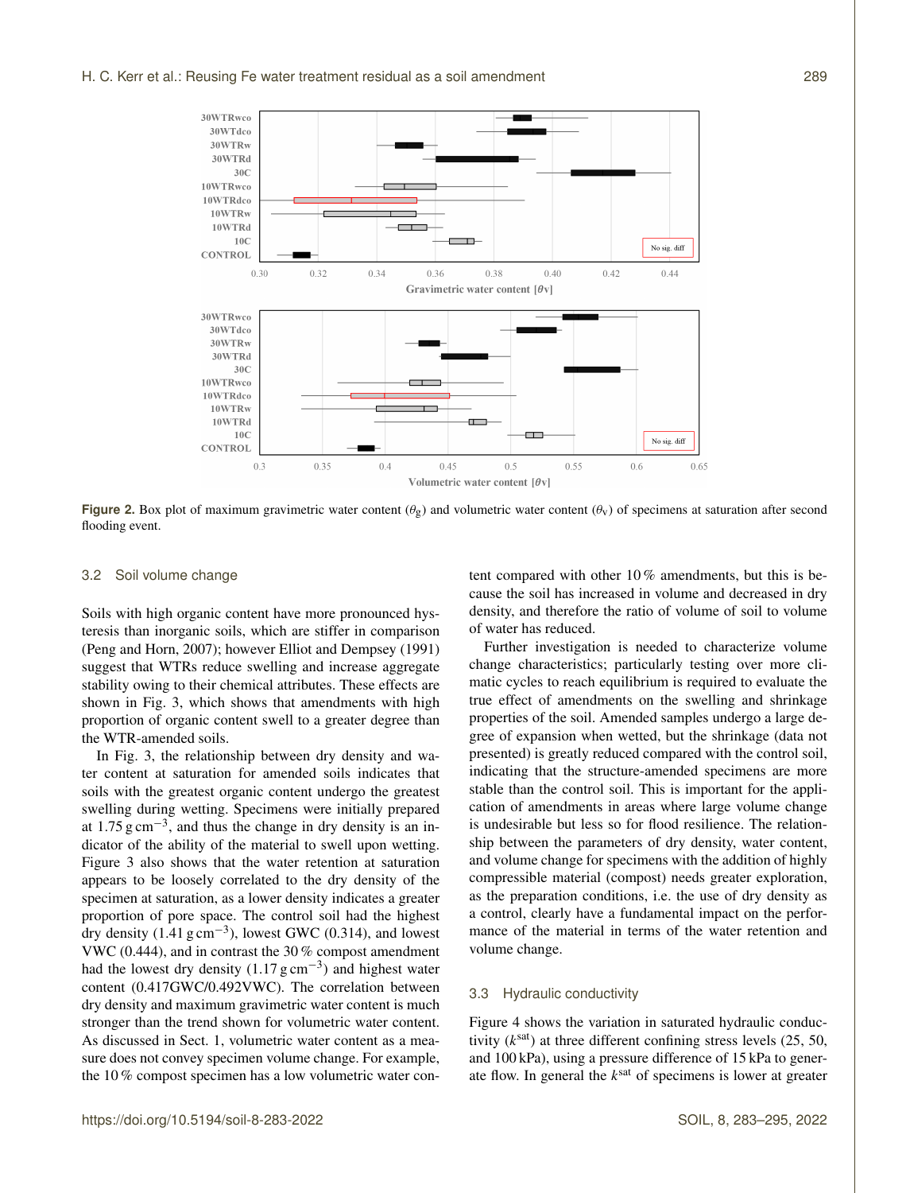**Figure 2.** Box plot of maximum gravimetric water content ($\theta_g$) and volumetric water content ($\theta_v$) of specimens at saturation after second flooding event.

### 3.2 Soil volume change

Soils with high organic content have more pronounced hysteresis than inorganic soils, which are stiffer in comparison (Peng and Horn, 2007); however Elliot and Dempsey (1991) suggest that WTRs reduce swelling and increase aggregate stability owing to their chemical attributes. These effects are shown in Fig. 3, which shows that amendments with high proportion of organic content swell to a greater degree than the WTR-amended soils.

In Fig. 3, the relationship between dry density and water content at saturation for amended soils indicates that soils with the greatest organic content undergo the greatest swelling during wetting. Specimens were initially prepared at 1.75 $g\,cm^{-3}$, and thus the change in dry density is an indicator of the ability of the material to swell upon wetting. Figure 3 also shows that the water retention at saturation appears to be loosely correlated to the dry density of the specimen at saturation, as a lower density indicates a greater proportion of pore space. The control soil had the highest dry density (1.41 $g\,cm^{-3}$), lowest GWC (0.314), and lowest VWC (0.444), and in contrast the 30 % compost amendment had the lowest dry density (1.17 $g\,cm^{-3}$) and highest water content (0.417GWC/0.492VWC). The correlation between dry density and maximum gravimetric water content is much stronger than the trend shown for volumetric water content. As discussed in Sect. 1, volumetric water content as a measure does not convey specimen volume change. For example, the 10 % compost specimen has a low volumetric water content compared with other 10 % amendments, but this is because the soil has increased in volume and decreased in dry density, and therefore the ratio of volume of soil to volume of water has reduced.

Further investigation is needed to characterize volume change characteristics; particularly testing over more climatic cycles to reach equilibrium is required to evaluate the true effect of amendments on the swelling and shrinkage properties of the soil. Amended samples undergo a large degree of expansion when wetted, but the shrinkage (data not presented) is greatly reduced compared with the control soil, indicating that the structure-amended specimens are more stable than the control soil. This is important for the application of amendments in areas where large volume change is undesirable but less so for flood resilience. The relationship between the parameters of dry density, water content, and volume change for specimens with the addition of highly compressible material (compost) needs greater exploration, as the preparation conditions, i.e. the use of dry density as a control, clearly have a fundamental impact on the performance of the material in terms of the water retention and volume change.

### 3.3 Hydraulic conductivity

Figure 4 shows the variation in saturated hydraulic conductivity ($k^{sat}$) at three different confining stress levels (25, 50, and 100 kPa), using a pressure difference of 15 kPa to generate flow. In general the $k^{sat}$ of specimens is lower at greater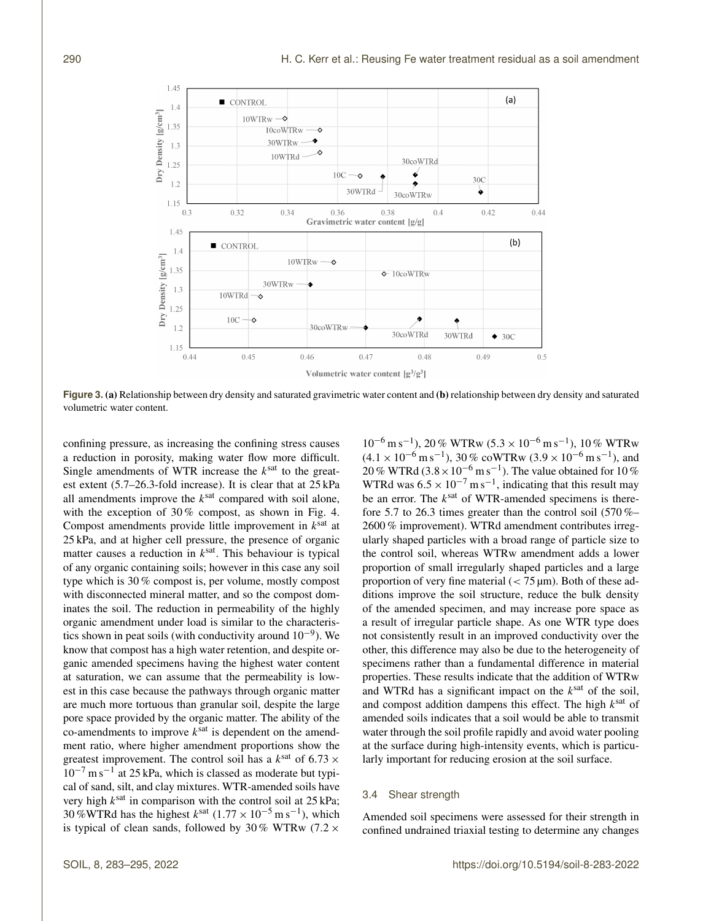**Figure 3. (a)** Relationship between dry density and saturated gravimetric water content and **(b)** relationship between dry density and saturated volumetric water content.

confining pressure, as increasing the confining stress causes a reduction in porosity, making water flow more difficult. Single amendments of WTR increase the $k^{sat}$ to the greatest extent (5.7–26.3-fold increase). It is clear that at 25 kPa all amendments improve the $k^{sat}$ compared with soil alone, with the exception of 30 % compost, as shown in Fig. 4. Compost amendments provide little improvement in $k^{sat}$ at 25 kPa, and at higher cell pressure, the presence of organic matter causes a reduction in $k^{sat}$. This behaviour is typical of any organic containing soils; however in this case any soil type which is 30 % compost is, per volume, mostly compost with disconnected mineral matter, and so the compost dominates the soil. The reduction in permeability of the highly organic amendment under load is similar to the characteristics shown in peat soils (with conductivity around $10^{-9}$). We know that compost has a high water retention, and despite organic amended specimens having the highest water content at saturation, we can assume that the permeability is lowest in this case because the pathways through organic matter are much more tortuous than granular soil, despite the large pore space provided by the organic matter. The ability of the co-amendments to improve $k^{sat}$ is dependent on the amendment ratio, where higher amendment proportions show the greatest improvement. The control soil has a $k^{sat}$ of $6.73 \times 10^{-7}$ m s$^{-1}$ at 25 kPa, which is classed as moderate but typical of sand, silt, and clay mixtures. WTR-amended soils have very high $k^{sat}$ in comparison with the control soil at 25 kPa; 30 %WTRd has the highest $k^{sat}$ ($1.77 \times 10^{-5}$ m s$^{-1}$), which is typical of clean sands, followed by 30 % WTRw ($7.2 \times 10^{-6}$ m s$^{-1}$), 20 % WTRw ($5.3 \times 10^{-6}$ m s$^{-1}$), 10 % WTRw ($4.1 \times 10^{-6}$ m s$^{-1}$), 30 % coWTRw ($3.9 \times 10^{-6}$ m s$^{-1}$), and 20 % WTRd ($3.8 \times 10^{-6}$ m s$^{-1}$). The value obtained for 10 % WTRd was $6.5 \times 10^{-7}$ m s$^{-1}$, indicating that this result may be an error. The $k^{sat}$ of WTR-amended specimens is therefore 5.7 to 26.3 times greater than the control soil (570 %–2600 % improvement). WTRd amendment contributes irregularly shaped particles with a broad range of particle size to the control soil, whereas WTRw amendment adds a lower proportion of small irregularly shaped particles and a large proportion of very fine material (< 75 µm). Both of these additions improve the soil structure, reduce the bulk density of the amended specimen, and may increase pore space as a result of irregular particle shape. As one WTR type does not consistently result in an improved conductivity over the other, this difference may also be due to the heterogeneity of specimens rather than a fundamental difference in material properties. These results indicate that the addition of WTRw and WTRd has a significant impact on the $k^{sat}$ of the soil, and compost addition dampens this effect. The high $k^{sat}$ of amended soils indicates that a soil would be able to transmit water through the soil profile rapidly and avoid water pooling at the surface during high-intensity events, which is particularly important for reducing erosion at the soil surface.

### 3.4 Shear strength

Amended soil specimens were assessed for their strength in confined undrained triaxial testing to determine any changes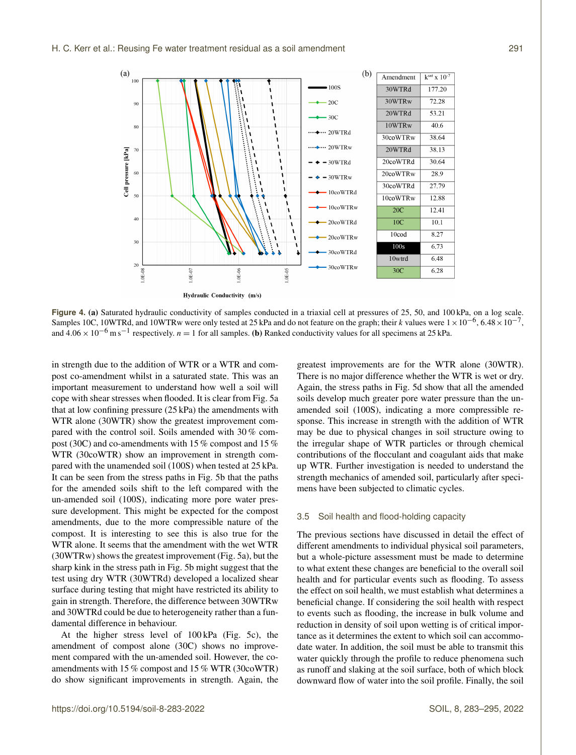(b)

| Amendment | $k^{sat} \times 10^{-7}$ |
| --- | --- |
| 30WTRd | 177.20 |
| 30WTRw | 72.28 |
| 20WTRd | 53.21 |
| 10WTRw | 40.6 |
| 30coWTRw | 38.64 |
| 20WTRd | 38.13 |
| 20coWTRd | 30.64 |
| 20coWTRw | 28.9 |
| 30coWTRd | 27.79 |
| 10coWTRw | 12.88 |
| 20C | 12.41 |
| 10C | 10.1 |
| 10cod | 8.27 |
| 100s | 6.73 |
| 10wtrd | 6.48 |
| 30C | 6.28 |

**Figure 4.** **(a)** Saturated hydraulic conductivity of samples conducted in a triaxial cell at pressures of 25, 50, and 100 kPa, on a log scale. Samples 10C, 10WTRd, and 10WTRw were only tested at 25 kPa and do not feature on the graph; their $k$ values were $1 \times 10^{-6}$, $6.48 \times 10^{-7}$, and $4.06 \times 10^{-6}$ m s$^{-1}$ respectively. $n = 1$ for all samples. **(b)** Ranked conductivity values for all specimens at 25 kPa.

in strength due to the addition of WTR or a WTR and compost co-amendment whilst in a saturated state. This was an important measurement to understand how well a soil will cope with shear stresses when flooded. It is clear from Fig. 5a that at low confining pressure (25 kPa) the amendments with WTR alone (30WTR) show the greatest improvement compared with the control soil. Soils amended with 30 % compost (30C) and co-amendments with 15 % compost and 15 % WTR (30coWTR) show an improvement in strength compared with the unamended soil (100S) when tested at 25 kPa. It can be seen from the stress paths in Fig. 5b that the paths for the amended soils shift to the left compared with the un-amended soil (100S), indicating more pore water pressure development. This might be expected for the compost amendments, due to the more compressible nature of the compost. It is interesting to see this is also true for the WTR alone. It seems that the amendment with the wet WTR (30WTRw) shows the greatest improvement (Fig. 5a), but the sharp kink in the stress path in Fig. 5b might suggest that the test using dry WTR (30WTRd) developed a localized shear surface during testing that might have restricted its ability to gain in strength. Therefore, the difference between 30WTRw and 30WTRd could be due to heterogeneity rather than a fundamental difference in behaviour.

At the higher stress level of 100 kPa (Fig. 5c), the amendment of compost alone (30C) shows no improvement compared with the un-amended soil. However, the co-amendments with 15 % compost and 15 % WTR (30coWTR) do show significant improvements in strength. Again, the greatest improvements are for the WTR alone (30WTR). There is no major difference whether the WTR is wet or dry. Again, the stress paths in Fig. 5d show that all the amended soils develop much greater pore water pressure than the un-amended soil (100S), indicating a more compressible response. This increase in strength with the addition of WTR may be due to physical changes in soil structure owing to the irregular shape of WTR particles or through chemical contributions of the flocculant and coagulant aids that make up WTR. Further investigation is needed to understand the strength mechanics of amended soil, particularly after specimens have been subjected to climatic cycles.

### 3.5 Soil health and flood-holding capacity

The previous sections have discussed in detail the effect of different amendments to individual physical soil parameters, but a whole-picture assessment must be made to determine to what extent these changes are beneficial to the overall soil health and for particular events such as flooding. To assess the effect on soil health, we must establish what determines a beneficial change. If considering the soil health with respect to events such as flooding, the increase in bulk volume and reduction in density of soil upon wetting is of critical importance as it determines the extent to which soil can accommodate water. In addition, the soil must be able to transmit this water quickly through the profile to reduce phenomena such as runoff and slaking at the soil surface, both of which block downward flow of water into the soil profile. Finally, the soil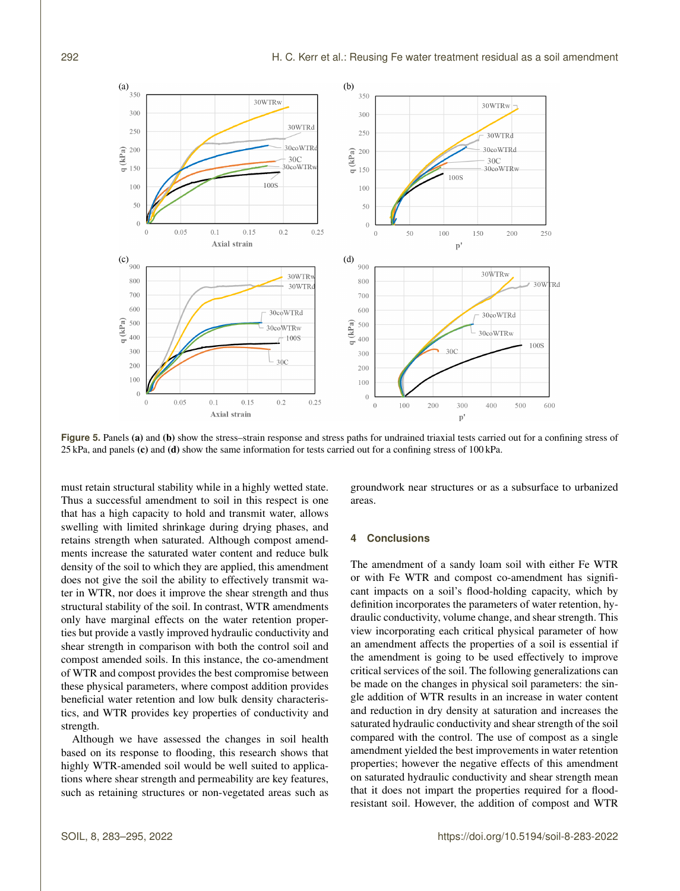**Figure 5.** Panels **(a)** and **(b)** show the stress–strain response and stress paths for undrained triaxial tests carried out for a confining stress of 25 kPa, and panels **(c)** and **(d)** show the same information for tests carried out for a confining stress of 100 kPa.

must retain structural stability while in a highly wetted state. Thus a successful amendment to soil in this respect is one that has a high capacity to hold and transmit water, allows swelling with limited shrinkage during drying phases, and retains strength when saturated. Although compost amendments increase the saturated water content and reduce bulk density of the soil to which they are applied, this amendment does not give the soil the ability to effectively transmit water in WTR, nor does it improve the shear strength and thus structural stability of the soil. In contrast, WTR amendments only have marginal effects on the water retention properties but provide a vastly improved hydraulic conductivity and shear strength in comparison with both the control soil and compost amended soils. In this instance, the co-amendment of WTR and compost provides the best compromise between these physical parameters, where compost addition provides beneficial water retention and low bulk density characteristics, and WTR provides key properties of conductivity and strength.

Although we have assessed the changes in soil health based on its response to flooding, this research shows that highly WTR-amended soil would be well suited to applications where shear strength and permeability are key features, such as retaining structures or non-vegetated areas such as groundwork near structures or as a subsurface to urbanized areas.

## 4 Conclusions

The amendment of a sandy loam soil with either Fe WTR or with Fe WTR and compost co-amendment has significant impacts on a soil's flood-holding capacity, which by definition incorporates the parameters of water retention, hydraulic conductivity, volume change, and shear strength. This view incorporating each critical physical parameter of how an amendment affects the properties of a soil is essential if the amendment is going to be used effectively to improve critical services of the soil. The following generalizations can be made on the changes in physical soil parameters: the single addition of WTR results in an increase in water content and reduction in dry density at saturation and increases the saturated hydraulic conductivity and shear strength of the soil compared with the control. The use of compost as a single amendment yielded the best improvements in water retention properties; however the negative effects of this amendment on saturated hydraulic conductivity and shear strength mean that it does not impart the properties required for a flood-resistant soil. However, the addition of compost and WTR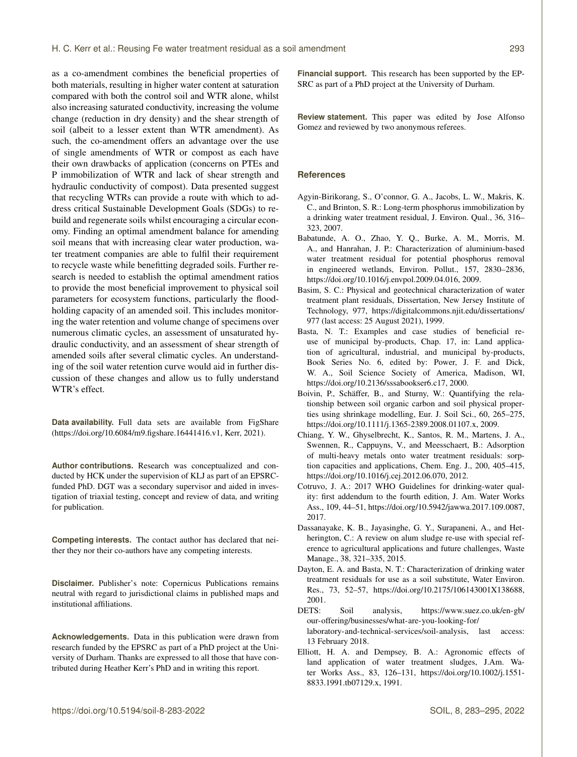as a co-amendment combines the beneficial properties of both materials, resulting in higher water content at saturation compared with both the control soil and WTR alone, whilst also increasing saturated conductivity, increasing the volume change (reduction in dry density) and the shear strength of soil (albeit to a lesser extent than WTR amendment). As such, the co-amendment offers an advantage over the use of single amendments of WTR or compost as each have their own drawbacks of application (concerns on PTEs and P immobilization of WTR and lack of shear strength and hydraulic conductivity of compost). Data presented suggest that recycling WTRs can provide a route with which to address critical Sustainable Development Goals (SDGs) to rebuild and regenerate soils whilst encouraging a circular economy. Finding an optimal amendment balance for amending soil means that with increasing clear water production, water treatment companies are able to fulfil their requirement to recycle waste while benefitting degraded soils. Further research is needed to establish the optimal amendment ratios to provide the most beneficial improvement to physical soil parameters for ecosystem functions, particularly the flood-holding capacity of an amended soil. This includes monitoring the water retention and volume change of specimens over numerous climatic cycles, an assessment of unsaturated hydraulic conductivity, and an assessment of shear strength of amended soils after several climatic cycles. An understanding of the soil water retention curve would aid in further discussion of these changes and allow us to fully understand WTR's effect.

**Data availability.** Full data sets are available from FigShare (https://doi.org/10.6084/m9.figshare.16441416.v1, Kerr, 2021).

**Author contributions.** Research was conceptualized and conducted by HCK under the supervision of KLJ as part of an EPSRC-funded PhD. DGT was a secondary supervisor and aided in investigation of triaxial testing, concept and review of data, and writing for publication.

**Competing interests.** The contact author has declared that neither they nor their co-authors have any competing interests.

**Disclaimer.** Publisher's note: Copernicus Publications remains neutral with regard to jurisdictional claims in published maps and institutional affiliations.

**Acknowledgements.** Data in this publication were drawn from research funded by the EPSRC as part of a PhD project at the University of Durham. Thanks are expressed to all those that have contributed during Heather Kerr's PhD and in writing this report.

**Financial support.** This research has been supported by the EPSRC as part of a PhD project at the University of Durham.

**Review statement.** This paper was edited by Jose Alfonso Gomez and reviewed by two anonymous referees.

## References

Agyin-Birikorang, S., O'connor, G. A., Jacobs, L. W., Makris, K. C., and Brinton, S. R.: Long-term phosphorus immobilization by a drinking water treatment residual, J. Environ. Qual., 36, 316–323, 2007.

Babatunde, A. O., Zhao, Y. Q., Burke, A. M., Morris, M. A., and Hanrahan, J. P.: Characterization of aluminium-based water treatment residual for potential phosphorus removal in engineered wetlands, Environ. Pollut., 157, 2830–2836, https://doi.org/10.1016/j.envpol.2009.04.016, 2009.

Basim, S. C.: Physical and geotechnical characterization of water treatment plant residuals, Dissertation, New Jersey Institute of Technology, 977, https://digitalcommons.njit.edu/dissertations/977 (last access: 25 August 2021), 1999.

Basta, N. T.: Examples and case studies of beneficial reuse of municipal by-products, Chap. 17, in: Land application of agricultural, industrial, and municipal by-products, Book Series No. 6, edited by: Power, J. F. and Dick, W. A., Soil Science Society of America, Madison, WI, https://doi.org/10.2136/sssabookser6.c17, 2000.

Boivin, P., Schäffer, B., and Sturny, W.: Quantifying the relationship between soil organic carbon and soil physical properties using shrinkage modelling, Eur. J. Soil Sci., 60, 265–275, https://doi.org/10.1111/j.1365-2389.2008.01107.x, 2009.

Chiang, Y. W., Ghyselbrecht, K., Santos, R. M., Martens, J. A., Swennen, R., Cappuyns, V., and Meesschaert, B.: Adsorption of multi-heavy metals onto water treatment residuals: sorption capacities and applications, Chem. Eng. J., 200, 405–415, https://doi.org/10.1016/j.cej.2012.06.070, 2012.

Cotruvo, J. A.: 2017 WHO Guidelines for drinking-water quality: first addendum to the fourth edition, J. Am. Water Works Ass., 109, 44–51, https://doi.org/10.5942/jawwa.2017.109.0087, 2017.

Dassanayake, K. B., Jayasinghe, G. Y., Surapaneni, A., and Hetherington, C.: A review on alum sludge re-use with special reference to agricultural applications and future challenges, Waste Manage., 38, 321–335, 2015.

Dayton, E. A. and Basta, N. T.: Characterization of drinking water treatment residuals for use as a soil substitute, Water Environ. Res., 73, 52–57, https://doi.org/10.2175/106143001X138688, 2001.

DETS: Soil analysis, https://www.suez.co.uk/en-gb/our-offering/businesses/what-are-you-looking-for/laboratory-and-technical-services/soil-analysis, last access: 13 February 2018.

Elliott, H. A. and Dempsey, B. A.: Agronomic effects of land application of water treatment sludges, J.Am. Water Works Ass., 83, 126–131, https://doi.org/10.1002/j.1551-8833.1991.tb07129.x, 1991.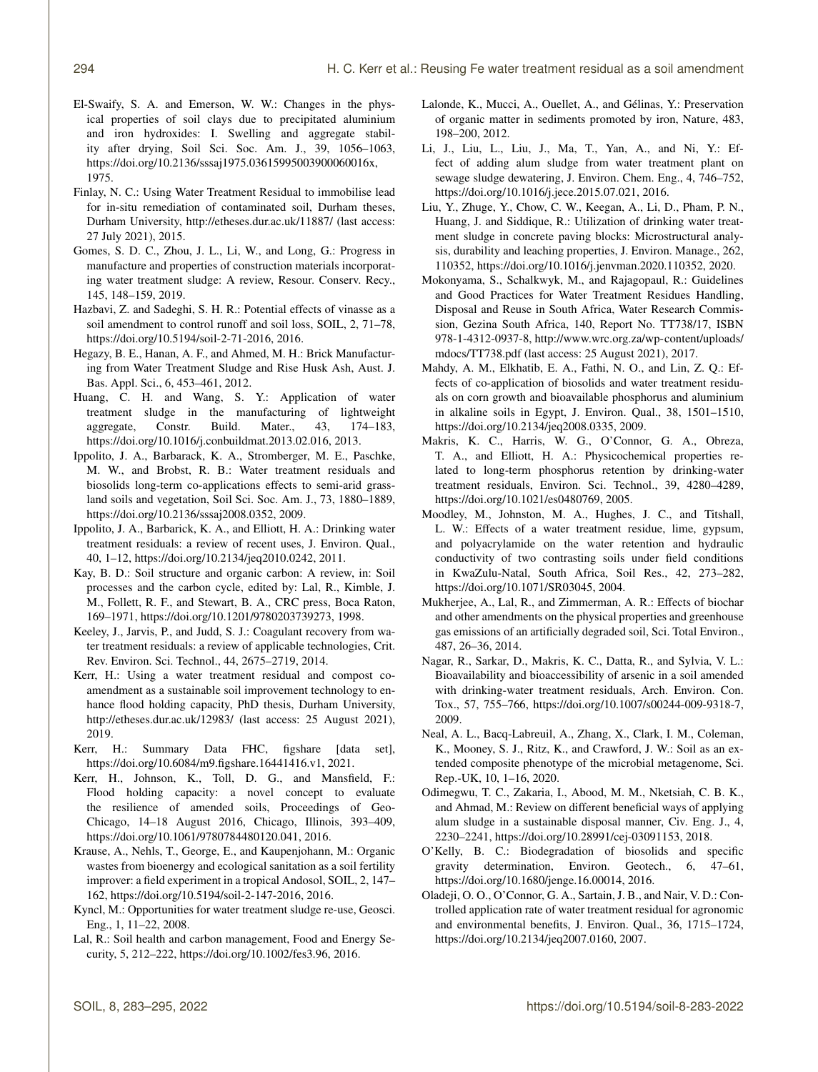El-Swaify, S. A. and Emerson, W. W.: Changes in the physical properties of soil clays due to precipitated aluminium and iron hydroxides: I. Swelling and aggregate stability after drying, Soil Sci. Soc. Am. J., 39, 1056–1063, https://doi.org/10.2136/sssaj1975.03615995003900060016x, 1975.

Finlay, N. C.: Using Water Treatment Residual to immobilise lead for in-situ remediation of contaminated soil, Durham theses, Durham University, http://etheses.dur.ac.uk/11887/ (last access: 27 July 2021), 2015.

Gomes, S. D. C., Zhou, J. L., Li, W., and Long, G.: Progress in manufacture and properties of construction materials incorporating water treatment sludge: A review, Resour. Conserv. Recy., 145, 148–159, 2019.

Hazbavi, Z. and Sadeghi, S. H. R.: Potential effects of vinasse as a soil amendment to control runoff and soil loss, SOIL, 2, 71–78, https://doi.org/10.5194/soil-2-71-2016, 2016.

Hegazy, B. E., Hanan, A. F., and Ahmed, M. H.: Brick Manufacturing from Water Treatment Sludge and Rise Husk Ash, Aust. J. Bas. Appl. Sci., 6, 453–461, 2012.

Huang, C. H. and Wang, S. Y.: Application of water treatment sludge in the manufacturing of lightweight aggregate, Constr. Build. Mater., 43, 174–183, https://doi.org/10.1016/j.conbuildmat.2013.02.016, 2013.

Ippolito, J. A., Barbarack, K. A., Stromberger, M. E., Paschke, M. W., and Brobst, R. B.: Water treatment residuals and biosolids long-term co-applications effects to semi-arid grassland soils and vegetation, Soil Sci. Soc. Am. J., 73, 1880–1889, https://doi.org/10.2136/sssaj2008.0352, 2009.

Ippolito, J. A., Barbarick, K. A., and Elliott, H. A.: Drinking water treatment residuals: a review of recent uses, J. Environ. Qual., 40, 1–12, https://doi.org/10.2134/jeq2010.0242, 2011.

Kay, B. D.: Soil structure and organic carbon: A review, in: Soil processes and the carbon cycle, edited by: Lal, R., Kimble, J. M., Follett, R. F., and Stewart, B. A., CRC press, Boca Raton, 169–1971, https://doi.org/10.1201/9780203739273, 1998.

Keeley, J., Jarvis, P., and Judd, S. J.: Coagulant recovery from water treatment residuals: a review of applicable technologies, Crit. Rev. Environ. Sci. Technol., 44, 2675–2719, 2014.

Kerr, H.: Using a water treatment residual and compost co-amendment as a sustainable soil improvement technology to enhance flood holding capacity, PhD thesis, Durham University, http://etheses.dur.ac.uk/12983/ (last access: 25 August 2021), 2019.

Kerr, H.: Summary Data FHC, figshare [data set], https://doi.org/10.6084/m9.figshare.16441416.v1, 2021.

Kerr, H., Johnson, K., Toll, D. G., and Mansfield, F.: Flood holding capacity: a novel concept to evaluate the resilience of amended soils, Proceedings of Geo-Chicago, 14–18 August 2016, Chicago, Illinois, 393–409, https://doi.org/10.1061/9780784480120.041, 2016.

Krause, A., Nehls, T., George, E., and Kaupenjohann, M.: Organic wastes from bioenergy and ecological sanitation as a soil fertility improver: a field experiment in a tropical Andosol, SOIL, 2, 147–162, https://doi.org/10.5194/soil-2-147-2016, 2016.

Kyncl, M.: Opportunities for water treatment sludge re-use, Geosci. Eng., 1, 11–22, 2008.

Lal, R.: Soil health and carbon management, Food and Energy Security, 5, 212–222, https://doi.org/10.1002/fes3.96, 2016.

Lalonde, K., Mucci, A., Ouellet, A., and Gélinas, Y.: Preservation of organic matter in sediments promoted by iron, Nature, 483, 198–200, 2012.

Li, J., Liu, L., Liu, J., Ma, T., Yan, A., and Ni, Y.: Effect of adding alum sludge from water treatment plant on sewage sludge dewatering, J. Environ. Chem. Eng., 4, 746–752, https://doi.org/10.1016/j.jece.2015.07.021, 2016.

Liu, Y., Zhuge, Y., Chow, C. W., Keegan, A., Li, D., Pham, P. N., Huang, J. and Siddique, R.: Utilization of drinking water treatment sludge in concrete paving blocks: Microstructural analysis, durability and leaching properties, J. Environ. Manage., 262, 110352, https://doi.org/10.1016/j.jenvman.2020.110352, 2020.

Mokonyama, S., Schalkwyk, M., and Rajagopaul, R.: Guidelines and Good Practices for Water Treatment Residues Handling, Disposal and Reuse in South Africa, Water Research Commission, Gezina South Africa, 140, Report No. TT738/17, ISBN 978-1-4312-0937-8, http://www.wrc.org.za/wp-content/uploads/mdocs/TT738.pdf (last access: 25 August 2021), 2017.

Mahdy, A. M., Elkhatib, E. A., Fathi, N. O., and Lin, Z. Q.: Effects of co-application of biosolids and water treatment residuals on corn growth and bioavailable phosphorus and aluminium in alkaline soils in Egypt, J. Environ. Qual., 38, 1501–1510, https://doi.org/10.2134/jeq2008.0335, 2009.

Makris, K. C., Harris, W. G., O'Connor, G. A., Obreza, T. A., and Elliott, H. A.: Physicochemical properties related to long-term phosphorus retention by drinking-water treatment residuals, Environ. Sci. Technol., 39, 4280–4289, https://doi.org/10.1021/es0480769, 2005.

Moodley, M., Johnston, M. A., Hughes, J. C., and Titshall, L. W.: Effects of a water treatment residue, lime, gypsum, and polyacrylamide on the water retention and hydraulic conductivity of two contrasting soils under field conditions in KwaZulu-Natal, South Africa, Soil Res., 42, 273–282, https://doi.org/10.1071/SR03045, 2004.

Mukherjee, A., Lal, R., and Zimmerman, A. R.: Effects of biochar and other amendments on the physical properties and greenhouse gas emissions of an artificially degraded soil, Sci. Total Environ., 487, 26–36, 2014.

Nagar, R., Sarkar, D., Makris, K. C., Datta, R., and Sylvia, V. L.: Bioavailability and bioaccessibility of arsenic in a soil amended with drinking-water treatment residuals, Arch. Environ. Con. Tox., 57, 755–766, https://doi.org/10.1007/s00244-009-9318-7, 2009.

Neal, A. L., Bacq-Labreuil, A., Zhang, X., Clark, I. M., Coleman, K., Mooney, S. J., Ritz, K., and Crawford, J. W.: Soil as an extended composite phenotype of the microbial metagenome, Sci. Rep.-UK, 10, 1–16, 2020.

Odimegwu, T. C., Zakaria, I., Abood, M. M., Nketsiah, C. B. K., and Ahmad, M.: Review on different beneficial ways of applying alum sludge in a sustainable disposal manner, Civ. Eng. J., 4, 2230–2241, https://doi.org/10.28991/cej-03091153, 2018.

O'Kelly, B. C.: Biodegradation of biosolids and specific gravity determination, Environ. Geotech., 6, 47–61, https://doi.org/10.1680/jenge.16.00014, 2016.

Oladeji, O. O., O'Connor, G. A., Sartain, J. B., and Nair, V. D.: Controlled application rate of water treatment residual for agronomic and environmental benefits, J. Environ. Qual., 36, 1715–1724, https://doi.org/10.2134/jeq2007.0160, 2007.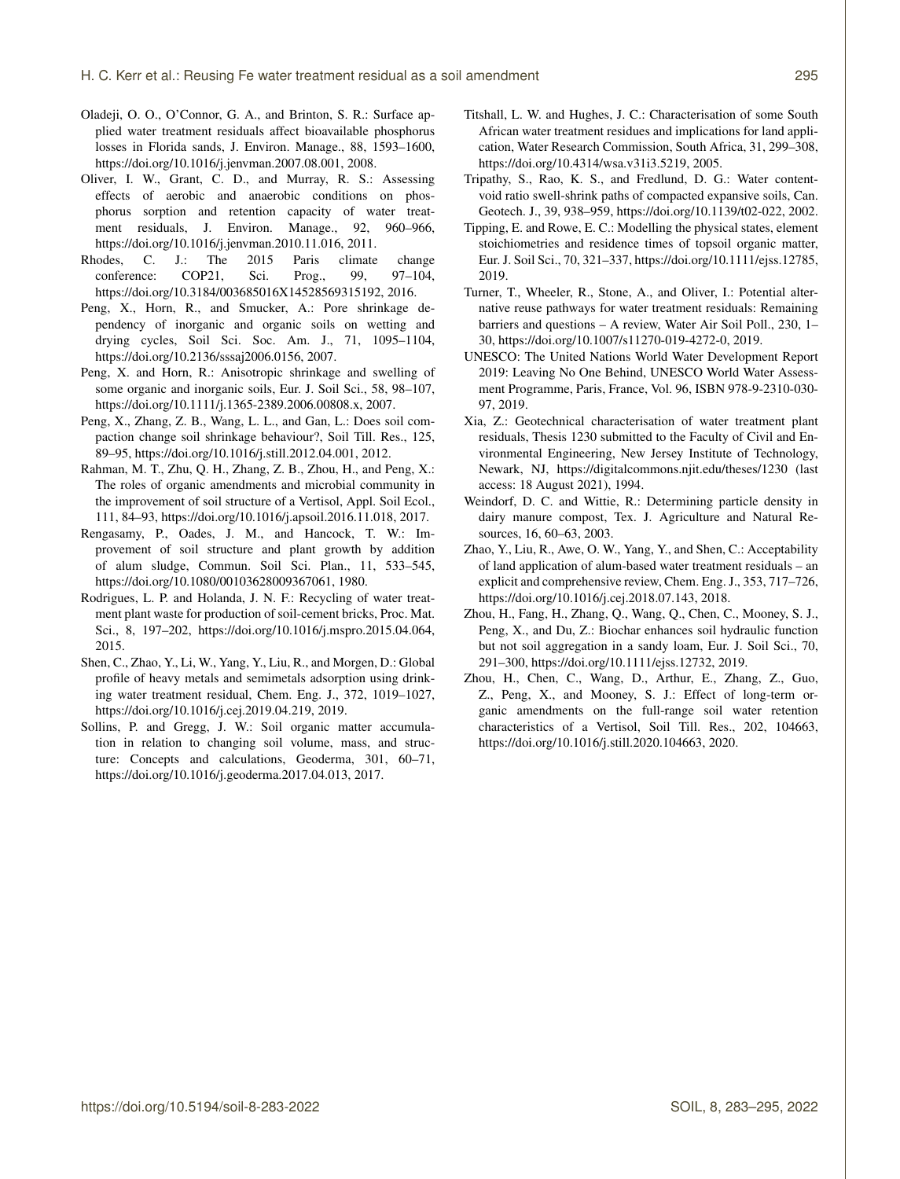Oladeji, O. O., O'Connor, G. A., and Brinton, S. R.: Surface applied water treatment residuals affect bioavailable phosphorus losses in Florida sands, J. Environ. Manage., 88, 1593–1600, https://doi.org/10.1016/j.jenvman.2007.08.001, 2008.

Oliver, I. W., Grant, C. D., and Murray, R. S.: Assessing effects of aerobic and anaerobic conditions on phosphorus sorption and retention capacity of water treatment residuals, J. Environ. Manage., 92, 960–966, https://doi.org/10.1016/j.jenvman.2010.11.016, 2011.

Rhodes, C. J.: The 2015 Paris climate change conference: COP21, Sci. Prog., 99, 97–104, https://doi.org/10.3184/003685016X14528569315192, 2016.

Peng, X., Horn, R., and Smucker, A.: Pore shrinkage dependency of inorganic and organic soils on wetting and drying cycles, Soil Sci. Soc. Am. J., 71, 1095–1104, https://doi.org/10.2136/sssaj2006.0156, 2007.

Peng, X. and Horn, R.: Anisotropic shrinkage and swelling of some organic and inorganic soils, Eur. J. Soil Sci., 58, 98–107, https://doi.org/10.1111/j.1365-2389.2006.00808.x, 2007.

Peng, X., Zhang, Z. B., Wang, L. L., and Gan, L.: Does soil compaction change soil shrinkage behaviour?, Soil Till. Res., 125, 89–95, https://doi.org/10.1016/j.still.2012.04.001, 2012.

Rahman, M. T., Zhu, Q. H., Zhang, Z. B., Zhou, H., and Peng, X.: The roles of organic amendments and microbial community in the improvement of soil structure of a Vertisol, Appl. Soil Ecol., 111, 84–93, https://doi.org/10.1016/j.apsoil.2016.11.018, 2017.

Rengasamy, P., Oades, J. M., and Hancock, T. W.: Improvement of soil structure and plant growth by addition of alum sludge, Commun. Soil Sci. Plan., 11, 533–545, https://doi.org/10.1080/00103628009367061, 1980.

Rodrigues, L. P. and Holanda, J. N. F.: Recycling of water treatment plant waste for production of soil-cement bricks, Proc. Mat. Sci., 8, 197–202, https://doi.org/10.1016/j.mspro.2015.04.064, 2015.

Shen, C., Zhao, Y., Li, W., Yang, Y., Liu, R., and Morgen, D.: Global profile of heavy metals and semimetals adsorption using drinking water treatment residual, Chem. Eng. J., 372, 1019–1027, https://doi.org/10.1016/j.cej.2019.04.219, 2019.

Sollins, P. and Gregg, J. W.: Soil organic matter accumulation in relation to changing soil volume, mass, and structure: Concepts and calculations, Geoderma, 301, 60–71, https://doi.org/10.1016/j.geoderma.2017.04.013, 2017.

Titshall, L. W. and Hughes, J. C.: Characterisation of some South African water treatment residues and implications for land application, Water Research Commission, South Africa, 31, 299–308, https://doi.org/10.4314/wsa.v31i3.5219, 2005.

Tripathy, S., Rao, K. S., and Fredlund, D. G.: Water content-void ratio swell-shrink paths of compacted expansive soils, Can. Geotech. J., 39, 938–959, https://doi.org/10.1139/t02-022, 2002.

Tipping, E. and Rowe, E. C.: Modelling the physical states, element stoichiometries and residence times of topsoil organic matter, Eur. J. Soil Sci., 70, 321–337, https://doi.org/10.1111/ejss.12785, 2019.

Turner, T., Wheeler, R., Stone, A., and Oliver, I.: Potential alternative reuse pathways for water treatment residuals: Remaining barriers and questions – A review, Water Air Soil Poll., 230, 1–30, https://doi.org/10.1007/s11270-019-4272-0, 2019.

UNESCO: The United Nations World Water Development Report 2019: Leaving No One Behind, UNESCO World Water Assessment Programme, Paris, France, Vol. 96, ISBN 978-9-2310-030-97, 2019.

Xia, Z.: Geotechnical characterisation of water treatment plant residuals, Thesis 1230 submitted to the Faculty of Civil and Environmental Engineering, New Jersey Institute of Technology, Newark, NJ, https://digitalcommons.njit.edu/theses/1230 (last access: 18 August 2021), 1994.

Weindorf, D. C. and Wittie, R.: Determining particle density in dairy manure compost, Tex. J. Agriculture and Natural Resources, 16, 60–63, 2003.

Zhao, Y., Liu, R., Awe, O. W., Yang, Y., and Shen, C.: Acceptability of land application of alum-based water treatment residuals – an explicit and comprehensive review, Chem. Eng. J., 353, 717–726, https://doi.org/10.1016/j.cej.2018.07.143, 2018.

Zhou, H., Fang, H., Zhang, Q., Wang, Q., Chen, C., Mooney, S. J., Peng, X., and Du, Z.: Biochar enhances soil hydraulic function but not soil aggregation in a sandy loam, Eur. J. Soil Sci., 70, 291–300, https://doi.org/10.1111/ejss.12732, 2019.

Zhou, H., Chen, C., Wang, D., Arthur, E., Zhang, Z., Guo, Z., Peng, X., and Mooney, S. J.: Effect of long-term organic amendments on the full-range soil water retention characteristics of a Vertisol, Soil Till. Res., 202, 104663, https://doi.org/10.1016/j.still.2020.104663, 2020.